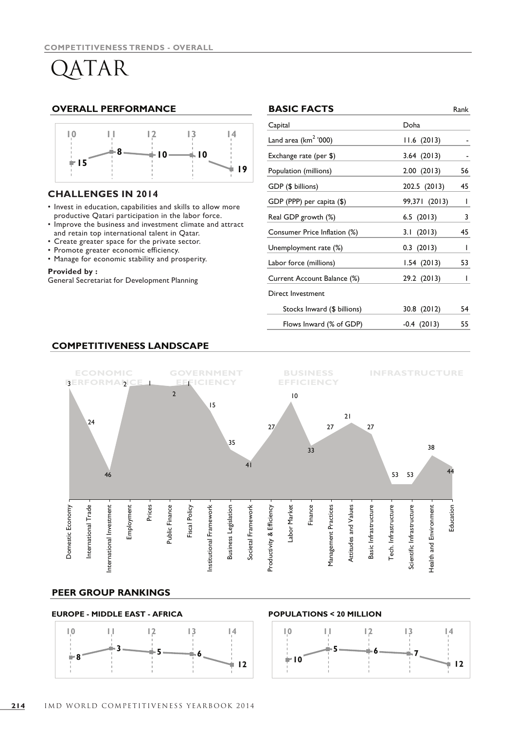COMPETITIVENESS TRENDS - OVERALL

# QATAR

## OVERALL PERFORMANCE

| 10 | 11 | 12 | 13 | 14 |
|---|---|---|---|---|
| 15 | 8 | 10 | 10 | 19 |

## CHALLENGES IN 2014

- Invest in education, capabilities and skills to allow more productive Qatari participation in the labor force.
- Improve the business and investment climate and attract and retain top international talent in Qatar.
- Create greater space for the private sector.
- Promote greater economic efficiency.
- Manage for economic stability and prosperity.

**Provided by :**
General Secretariat for Development Planning

## BASIC FACTS

| | | Rank |
|---|---|---|
| Capital | Doha | |
| Land area (km² '000) | 11.6 (2013) | - |
| Exchange rate (per $) | 3.64 (2013) | - |
| Population (millions) | 2.00 (2013) | 56 |
| GDP ($ billions) | 202.5 (2013) | 45 |
| GDP (PPP) per capita ($) | 99,371 (2013) | 1 |
| Real GDP growth (%) | 6.5 (2013) | 3 |
| Consumer Price Inflation (%) | 3.1 (2013) | 45 |
| Unemployment rate (%) | 0.3 (2013) | 1 |
| Labor force (millions) | 1.54 (2013) | 53 |
| Current Account Balance (%) | 29.2 (2013) | 1 |
| Direct Investment | | |
| Stocks Inward ($ billions) | 30.8 (2012) | 54 |
| Flows Inward (% of GDP) | -0.4 (2013) | 55 |

## COMPETITIVENESS LANDSCAPE

| Factor | Sub-factor | Rank |
|---|---|---|
| ECONOMIC PERFORMANCE | Domestic Economy | 3 |
| | International Trade | 24 |
| | International Investment | 46 |
| | Employment | 2 |
| | Prices | 1 |
| GOVERNMENT EFFICIENCY | Public Finance | 2 |
| | Fiscal Policy | 1 |
| | Institutional Framework | 15 |
| | Business Legislation | 35 |
| | Societal Framework | 41 |
| BUSINESS EFFICIENCY | Productivity & Efficiency | 27 |
| | Labor Market | 10 |
| | Finance | 33 |
| | Management Practices | 27 |
| | Attitudes and Values | 21 |
| INFRASTRUCTURE | Basic Infrastructure | 27 |
| | Tech. Infrastructure | 53 |
| | Scientific Infrastructure | 53 |
| | Health and Environment | 38 |
| | Education | 44 |

## PEER GROUP RANKINGS

### EUROPE - MIDDLE EAST - AFRICA

| 10 | 11 | 12 | 13 | 14 |
|---|---|---|---|---|
| 8 | 3 | 5 | 6 | 12 |

### POPULATIONS < 20 MILLION

| 10 | 11 | 12 | 13 | 14 |
|---|---|---|---|---|
| 10 | 5 | 6 | 7 | 12 |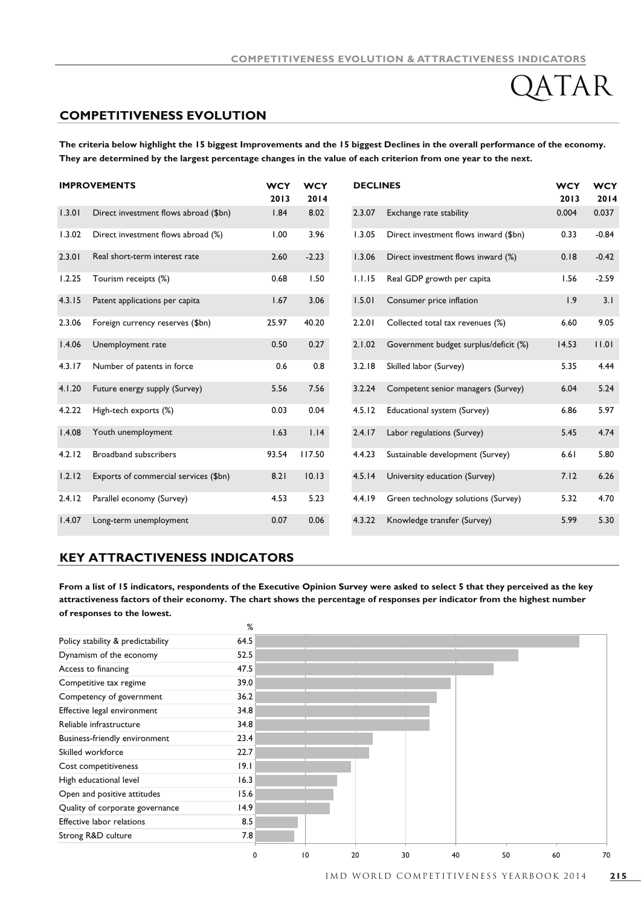# QATAR

## COMPETITIVENESS EVOLUTION

**The criteria below highlight the 15 biggest Improvements and the 15 biggest Declines in the overall performance of the economy. They are determined by the largest percentage changes in the value of each criterion from one year to the next.**

| IMPROVEMENTS | | WCY 2013 | WCY 2014 |
|---|---|---|---|
| 1.3.01 | Direct investment flows abroad ($bn) | 1.84 | 8.02 |
| 1.3.02 | Direct investment flows abroad (%) | 1.00 | 3.96 |
| 2.3.01 | Real short-term interest rate | 2.60 | -2.23 |
| 1.2.25 | Tourism receipts (%) | 0.68 | 1.50 |
| 4.3.15 | Patent applications per capita | 1.67 | 3.06 |
| 2.3.06 | Foreign currency reserves ($bn) | 25.97 | 40.20 |
| 1.4.06 | Unemployment rate | 0.50 | 0.27 |
| 4.3.17 | Number of patents in force | 0.6 | 0.8 |
| 4.1.20 | Future energy supply (Survey) | 5.56 | 7.56 |
| 4.2.22 | High-tech exports (%) | 0.03 | 0.04 |
| 1.4.08 | Youth unemployment | 1.63 | 1.14 |
| 4.2.12 | Broadband subscribers | 93.54 | 117.50 |
| 1.2.12 | Exports of commercial services ($bn) | 8.21 | 10.13 |
| 2.4.12 | Parallel economy (Survey) | 4.53 | 5.23 |
| 1.4.07 | Long-term unemployment | 0.07 | 0.06 |

| DECLINES | | WCY 2013 | WCY 2014 |
|---|---|---|---|
| 2.3.07 | Exchange rate stability | 0.004 | 0.037 |
| 1.3.05 | Direct investment flows inward ($bn) | 0.33 | -0.84 |
| 1.3.06 | Direct investment flows inward (%) | 0.18 | -0.42 |
| 1.1.15 | Real GDP growth per capita | 1.56 | -2.59 |
| 1.5.01 | Consumer price inflation | 1.9 | 3.1 |
| 2.2.01 | Collected total tax revenues (%) | 6.60 | 9.05 |
| 2.1.02 | Government budget surplus/deficit (%) | 14.53 | 11.01 |
| 3.2.18 | Skilled labor (Survey) | 5.35 | 4.44 |
| 3.2.24 | Competent senior managers (Survey) | 6.04 | 5.24 |
| 4.5.12 | Educational system (Survey) | 6.86 | 5.97 |
| 2.4.17 | Labor regulations (Survey) | 5.45 | 4.74 |
| 4.4.23 | Sustainable development (Survey) | 6.61 | 5.80 |
| 4.5.14 | University education (Survey) | 7.12 | 6.26 |
| 4.4.19 | Green technology solutions (Survey) | 5.32 | 4.70 |
| 4.3.22 | Knowledge transfer (Survey) | 5.99 | 5.30 |

## KEY ATTRACTIVENESS INDICATORS

**From a list of 15 indicators, respondents of the Executive Opinion Survey were asked to select 5 that they perceived as the key attractiveness factors of their economy. The chart shows the percentage of responses per indicator from the highest number of responses to the lowest.**

| Indicator | % |
|---|---|
| Policy stability & predictability | 64.5 |
| Dynamism of the economy | 52.5 |
| Access to financing | 47.5 |
| Competitive tax regime | 39.0 |
| Competency of government | 36.2 |
| Effective legal environment | 34.8 |
| Reliable infrastructure | 34.8 |
| Business-friendly environment | 23.4 |
| Skilled workforce | 22.7 |
| Cost competitiveness | 19.1 |
| High educational level | 16.3 |
| Open and positive attitudes | 15.6 |
| Quality of corporate governance | 14.9 |
| Effective labor relations | 8.5 |
| Strong R&D culture | 7.8 |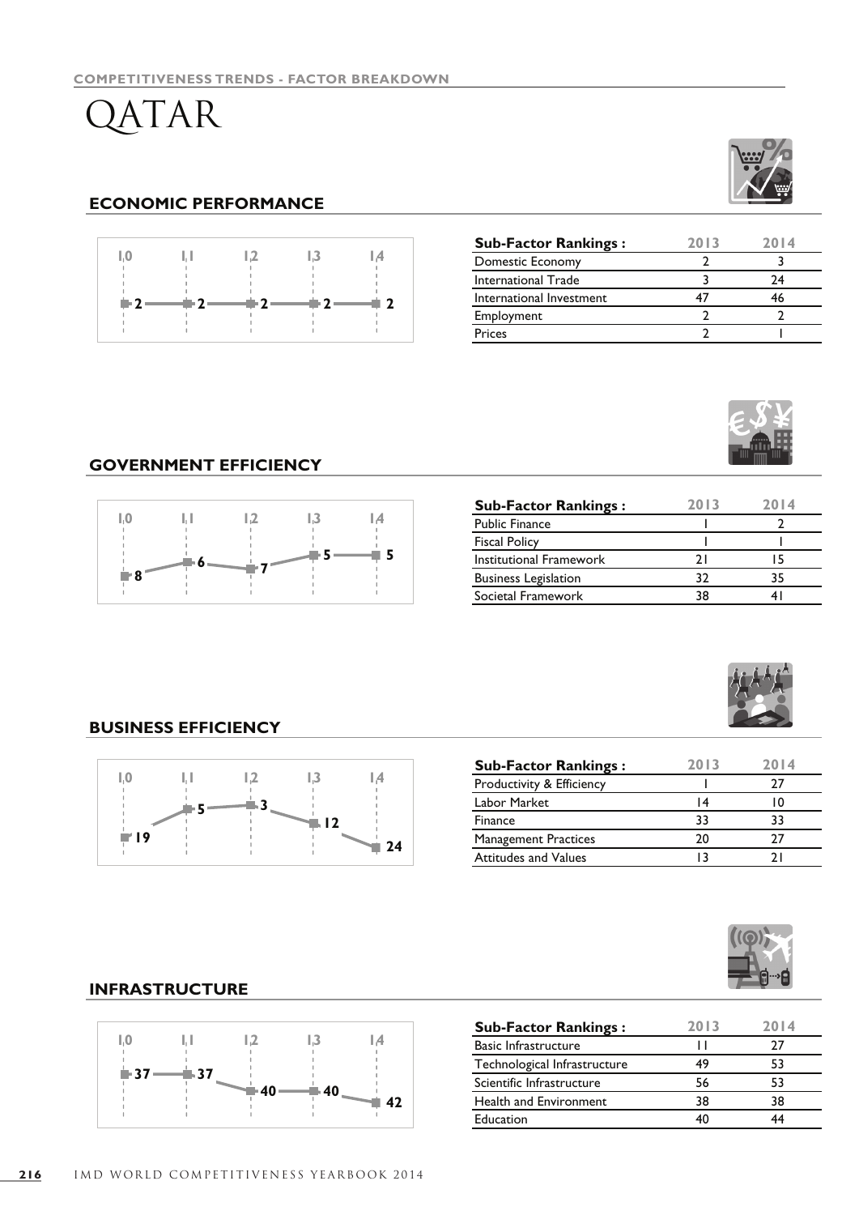COMPETITIVENESS TRENDS - FACTOR BREAKDOWN

# QATAR

## ECONOMIC PERFORMANCE

| 10 | 11 | 12 | 13 | 14 |
|---|---|---|---|---|
| 2 | 2 | 2 | 2 | 2 |

| Sub-Factor Rankings : | 2013 | 2014 |
|---|---|---|
| Domestic Economy | 2 | 3 |
| International Trade | 3 | 24 |
| International Investment | 47 | 46 |
| Employment | 2 | 2 |
| Prices | 2 | 1 |

## GOVERNMENT EFFICIENCY

| 10 | 11 | 12 | 13 | 14 |
|---|---|---|---|---|
| 8 | 6 | 7 | 5 | 5 |

| Sub-Factor Rankings : | 2013 | 2014 |
|---|---|---|
| Public Finance | 1 | 2 |
| Fiscal Policy | 1 | 1 |
| Institutional Framework | 21 | 15 |
| Business Legislation | 32 | 35 |
| Societal Framework | 38 | 41 |

## BUSINESS EFFICIENCY

| 10 | 11 | 12 | 13 | 14 |
|---|---|---|---|---|
| 19 | 5 | 3 | 12 | 24 |

| Sub-Factor Rankings : | 2013 | 2014 |
|---|---|---|
| Productivity & Efficiency | 1 | 27 |
| Labor Market | 14 | 10 |
| Finance | 33 | 33 |
| Management Practices | 20 | 27 |
| Attitudes and Values | 13 | 21 |

## INFRASTRUCTURE

| 10 | 11 | 12 | 13 | 14 |
|---|---|---|---|---|
| 37 | 37 | 40 | 40 | 42 |

| Sub-Factor Rankings : | 2013 | 2014 |
|---|---|---|
| Basic Infrastructure | 11 | 27 |
| Technological Infrastructure | 49 | 53 |
| Scientific Infrastructure | 56 | 53 |
| Health and Environment | 38 | 38 |
| Education | 40 | 44 |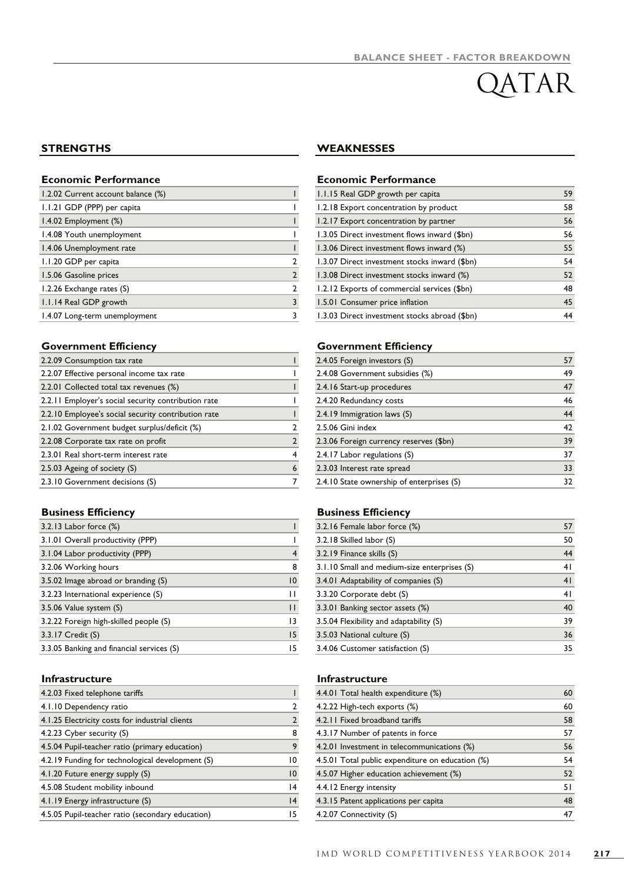# QATAR

## BALANCE SHEET - FACTOR BREAKDOWN

## STRENGTHS

### Economic Performance

| | |
|---|---|
| 1.2.02 Current account balance (%) | 1 |
| 1.1.21 GDP (PPP) per capita | 1 |
| 1.4.02 Employment (%) | 1 |
| 1.4.08 Youth unemployment | 1 |
| 1.4.06 Unemployment rate | 1 |
| 1.1.20 GDP per capita | 2 |
| 1.5.06 Gasoline prices | 2 |
| 1.2.26 Exchange rates (S) | 2 |
| 1.1.14 Real GDP growth | 3 |
| 1.4.07 Long-term unemployment | 3 |

### Government Efficiency

| | |
|---|---|
| 2.2.09 Consumption tax rate | 1 |
| 2.2.07 Effective personal income tax rate | 1 |
| 2.2.01 Collected total tax revenues (%) | 1 |
| 2.2.11 Employer's social security contribution rate | 1 |
| 2.2.10 Employee's social security contribution rate | 1 |
| 2.1.02 Government budget surplus/deficit (%) | 2 |
| 2.2.08 Corporate tax rate on profit | 2 |
| 2.3.01 Real short-term interest rate | 4 |
| 2.5.03 Ageing of society (S) | 6 |
| 2.3.10 Government decisions (S) | 7 |

### Business Efficiency

| | |
|---|---|
| 3.2.13 Labor force (%) | 1 |
| 3.1.01 Overall productivity (PPP) | 1 |
| 3.1.04 Labor productivity (PPP) | 4 |
| 3.2.06 Working hours | 8 |
| 3.5.02 Image abroad or branding (S) | 10 |
| 3.2.23 International experience (S) | 11 |
| 3.5.06 Value system (S) | 11 |
| 3.2.22 Foreign high-skilled people (S) | 13 |
| 3.3.17 Credit (S) | 15 |
| 3.3.05 Banking and financial services (S) | 15 |

### Infrastructure

| | |
|---|---|
| 4.2.03 Fixed telephone tariffs | 1 |
| 4.1.10 Dependency ratio | 2 |
| 4.1.25 Electricity costs for industrial clients | 2 |
| 4.2.23 Cyber security (S) | 8 |
| 4.5.04 Pupil-teacher ratio (primary education) | 9 |
| 4.2.19 Funding for technological development (S) | 10 |
| 4.1.20 Future energy supply (S) | 10 |
| 4.5.08 Student mobility inbound | 14 |
| 4.1.19 Energy infrastructure (S) | 14 |
| 4.5.05 Pupil-teacher ratio (secondary education) | 15 |

## WEAKNESSES

### Economic Performance

| | |
|---|---|
| 1.1.15 Real GDP growth per capita | 59 |
| 1.2.18 Export concentration by product | 58 |
| 1.2.17 Export concentration by partner | 56 |
| 1.3.05 Direct investment flows inward ($bn) | 56 |
| 1.3.06 Direct investment flows inward (%) | 55 |
| 1.3.07 Direct investment stocks inward ($bn) | 54 |
| 1.3.08 Direct investment stocks inward (%) | 52 |
| 1.2.12 Exports of commercial services ($bn) | 48 |
| 1.5.01 Consumer price inflation | 45 |
| 1.3.03 Direct investment stocks abroad ($bn) | 44 |

### Government Efficiency

| | |
|---|---|
| 2.4.05 Foreign investors (S) | 57 |
| 2.4.08 Government subsidies (%) | 49 |
| 2.4.16 Start-up procedures | 47 |
| 2.4.20 Redundancy costs | 46 |
| 2.4.19 Immigration laws (S) | 44 |
| 2.5.06 Gini index | 42 |
| 2.3.06 Foreign currency reserves ($bn) | 39 |
| 2.4.17 Labor regulations (S) | 37 |
| 2.3.03 Interest rate spread | 33 |
| 2.4.10 State ownership of enterprises (S) | 32 |

### Business Efficiency

| | |
|---|---|
| 3.2.16 Female labor force (%) | 57 |
| 3.2.18 Skilled labor (S) | 50 |
| 3.2.19 Finance skills (S) | 44 |
| 3.1.10 Small and medium-size enterprises (S) | 41 |
| 3.4.01 Adaptability of companies (S) | 41 |
| 3.3.20 Corporate debt (S) | 41 |
| 3.3.01 Banking sector assets (%) | 40 |
| 3.5.04 Flexibility and adaptability (S) | 39 |
| 3.5.03 National culture (S) | 36 |
| 3.4.06 Customer satisfaction (S) | 35 |

### Infrastructure

| | |
|---|---|
| 4.4.01 Total health expenditure (%) | 60 |
| 4.2.22 High-tech exports (%) | 60 |
| 4.2.11 Fixed broadband tariffs | 58 |
| 4.3.17 Number of patents in force | 57 |
| 4.2.01 Investment in telecommunications (%) | 56 |
| 4.5.01 Total public expenditure on education (%) | 54 |
| 4.5.07 Higher education achievement (%) | 52 |
| 4.4.12 Energy intensity | 51 |
| 4.3.15 Patent applications per capita | 48 |
| 4.2.07 Connectivity (S) | 47 |